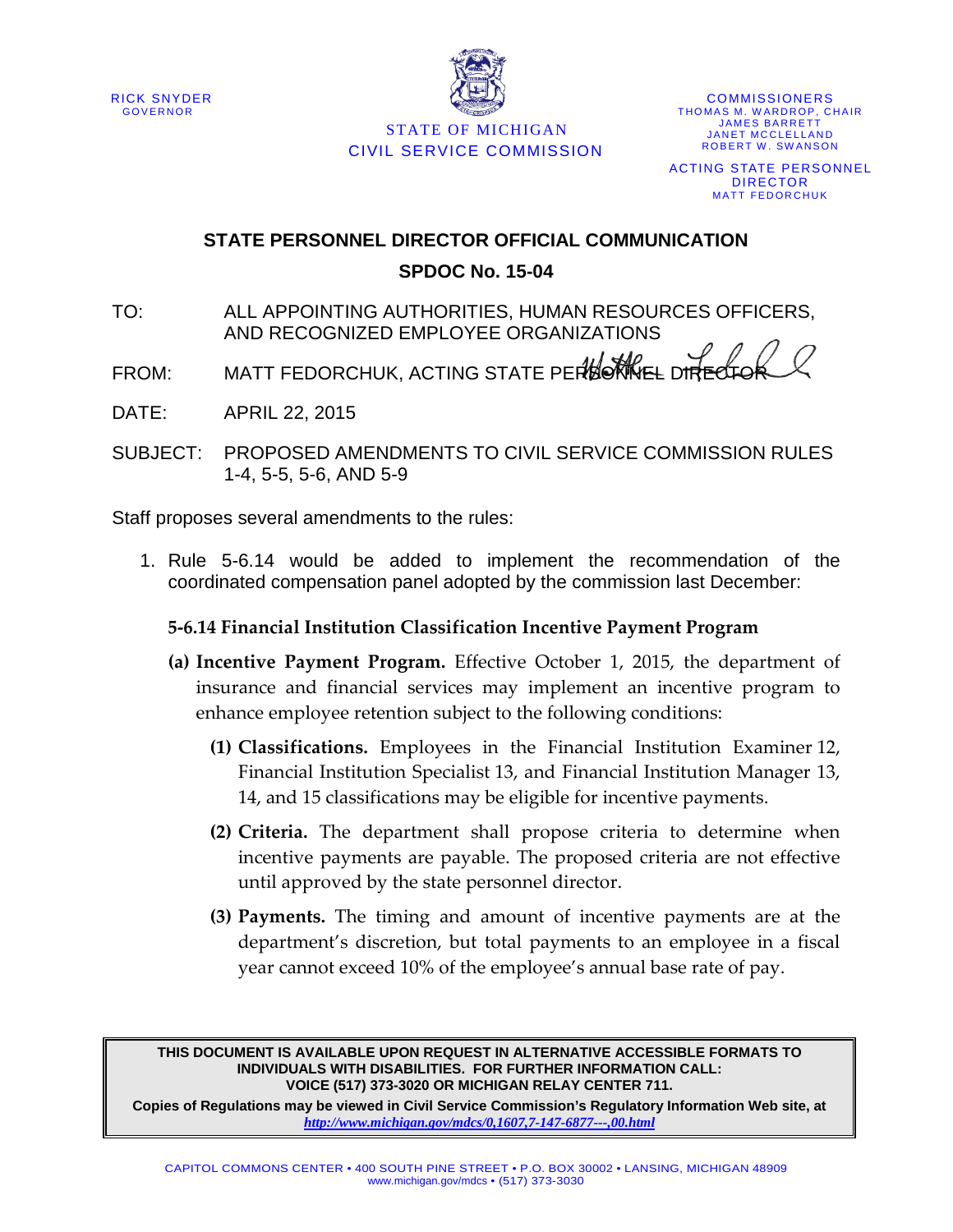RICK SNYDER
GOVERNOR

STATE OF MICHIGAN
CIVIL SERVICE COMMISSION

COMMISSIONERS
THOMAS M. WARDROP, CHAIR
JAMES BARRETT
JANET MCCLELLAND
ROBERT W. SWANSON

ACTING STATE PERSONNEL DIRECTOR
MATT FEDORCHUK

## STATE PERSONNEL DIRECTOR OFFICIAL COMMUNICATION

## SPDOC No. 15-04

TO: ALL APPOINTING AUTHORITIES, HUMAN RESOURCES OFFICERS, AND RECOGNIZED EMPLOYEE ORGANIZATIONS

FROM: MATT FEDORCHUK, ACTING STATE PERSONNEL DIRECTOR

DATE: APRIL 22, 2015

SUBJECT: PROPOSED AMENDMENTS TO CIVIL SERVICE COMMISSION RULES 1-4, 5-5, 5-6, AND 5-9

Staff proposes several amendments to the rules:

1. Rule 5-6.14 would be added to implement the recommendation of the coordinated compensation panel adopted by the commission last December:

   **5-6.14 Financial Institution Classification Incentive Payment Program**

   **(a) Incentive Payment Program.** Effective October 1, 2015, the department of insurance and financial services may implement an incentive program to enhance employee retention subject to the following conditions:

   **(1) Classifications.** Employees in the Financial Institution Examiner 12, Financial Institution Specialist 13, and Financial Institution Manager 13, 14, and 15 classifications may be eligible for incentive payments.

   **(2) Criteria.** The department shall propose criteria to determine when incentive payments are payable. The proposed criteria are not effective until approved by the state personnel director.

   **(3) Payments.** The timing and amount of incentive payments are at the department's discretion, but total payments to an employee in a fiscal year cannot exceed 10% of the employee's annual base rate of pay.

**THIS DOCUMENT IS AVAILABLE UPON REQUEST IN ALTERNATIVE ACCESSIBLE FORMATS TO INDIVIDUALS WITH DISABILITIES. FOR FURTHER INFORMATION CALL: VOICE (517) 373-3020 OR MICHIGAN RELAY CENTER 711.**

**Copies of Regulations may be viewed in Civil Service Commission's Regulatory Information Web site, at** *http://www.michigan.gov/mdcs/0,1607,7-147-6877---,00.html*

CAPITOL COMMONS CENTER • 400 SOUTH PINE STREET • P.O. BOX 30002 • LANSING, MICHIGAN 48909
www.michigan.gov/mdcs • (517) 373-3030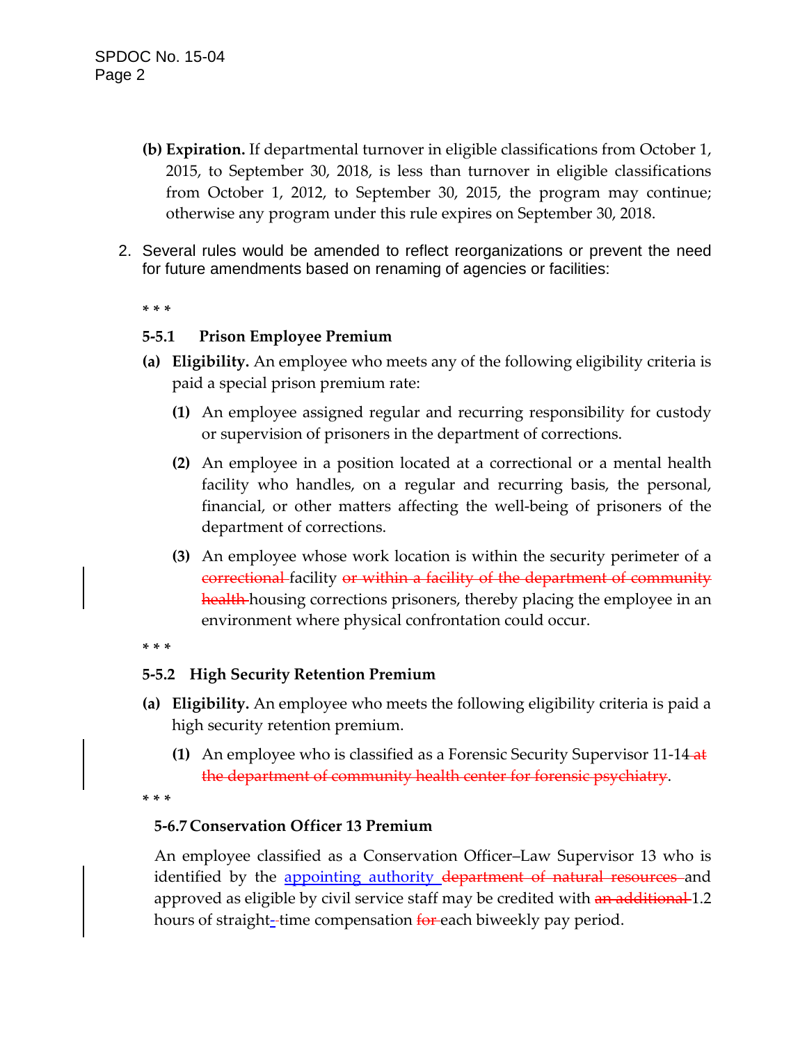**(b) Expiration.** If departmental turnover in eligible classifications from October 1, 2015, to September 30, 2018, is less than turnover in eligible classifications from October 1, 2012, to September 30, 2015, the program may continue; otherwise any program under this rule expires on September 30, 2018.

2. Several rules would be amended to reflect reorganizations or prevent the need for future amendments based on renaming of agencies or facilities:

\* \* \*

**5-5.1 Prison Employee Premium**

**(a) Eligibility.** An employee who meets any of the following eligibility criteria is paid a special prison premium rate:

**(1)** An employee assigned regular and recurring responsibility for custody or supervision of prisoners in the department of corrections.

**(2)** An employee in a position located at a correctional or a mental health facility who handles, on a regular and recurring basis, the personal, financial, or other matters affecting the well-being of prisoners of the department of corrections.

**(3)** An employee whose work location is within the security perimeter of a ~~correctional~~ facility ~~or within a facility of the department of community health~~ housing corrections prisoners, thereby placing the employee in an environment where physical confrontation could occur.

\* \* \*

**5-5.2 High Security Retention Premium**

**(a) Eligibility.** An employee who meets the following eligibility criteria is paid a high security retention premium.

**(1)** An employee who is classified as a Forensic Security Supervisor 11-14 ~~at the department of community health center for forensic psychiatry~~.

\* \* \*

**5-6.7 Conservation Officer 13 Premium**

An employee classified as a Conservation Officer–Law Supervisor 13 who is identified by the <u>appointing authority</u> ~~department of natural resources~~ and approved as eligible by civil service staff may be credited with ~~an additional~~ 1.2 hours of straight<u>-</u>~~-~~time compensation ~~for~~ each biweekly pay period.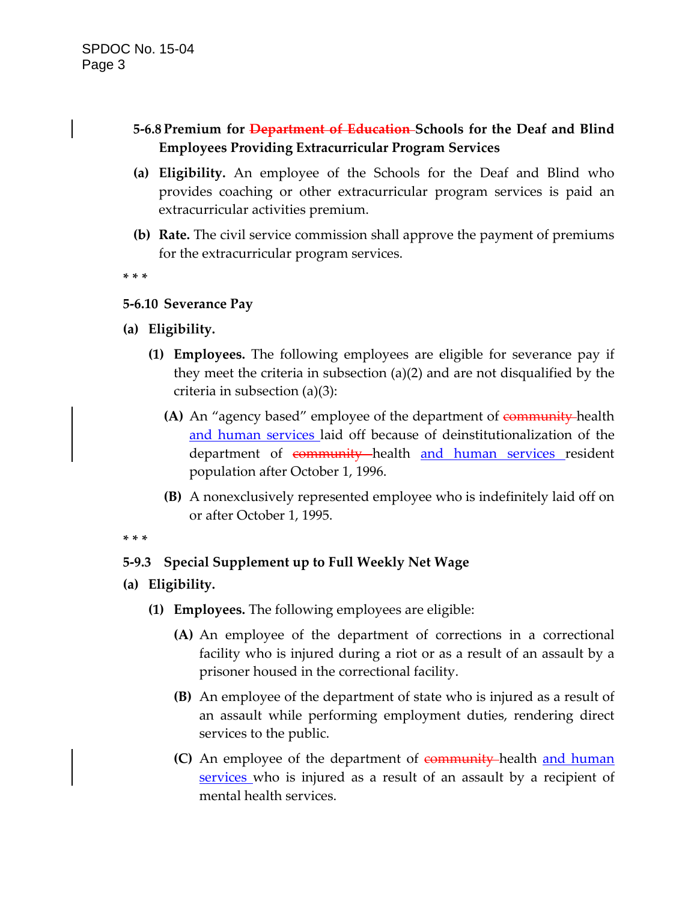**5-6.8 Premium for ~~Department of Education~~ Schools for the Deaf and Blind Employees Providing Extracurricular Program Services**

**(a) Eligibility.** An employee of the Schools for the Deaf and Blind who provides coaching or other extracurricular program services is paid an extracurricular activities premium.

**(b) Rate.** The civil service commission shall approve the payment of premiums for the extracurricular program services.

\* \* \*

**5-6.10 Severance Pay**

**(a) Eligibility.**

**(1) Employees.** The following employees are eligible for severance pay if they meet the criteria in subsection (a)(2) and are not disqualified by the criteria in subsection (a)(3):

**(A)** An "agency based" employee of the department of ~~community~~ health <u>and human services</u> laid off because of deinstitutionalization of the department of ~~community~~ health <u>and human services</u> resident population after October 1, 1996.

**(B)** A nonexclusively represented employee who is indefinitely laid off on or after October 1, 1995.

\* \* \*

**5-9.3 Special Supplement up to Full Weekly Net Wage**

**(a) Eligibility.**

**(1) Employees.** The following employees are eligible:

**(A)** An employee of the department of corrections in a correctional facility who is injured during a riot or as a result of an assault by a prisoner housed in the correctional facility.

**(B)** An employee of the department of state who is injured as a result of an assault while performing employment duties, rendering direct services to the public.

**(C)** An employee of the department of ~~community~~ health <u>and human services</u> who is injured as a result of an assault by a recipient of mental health services.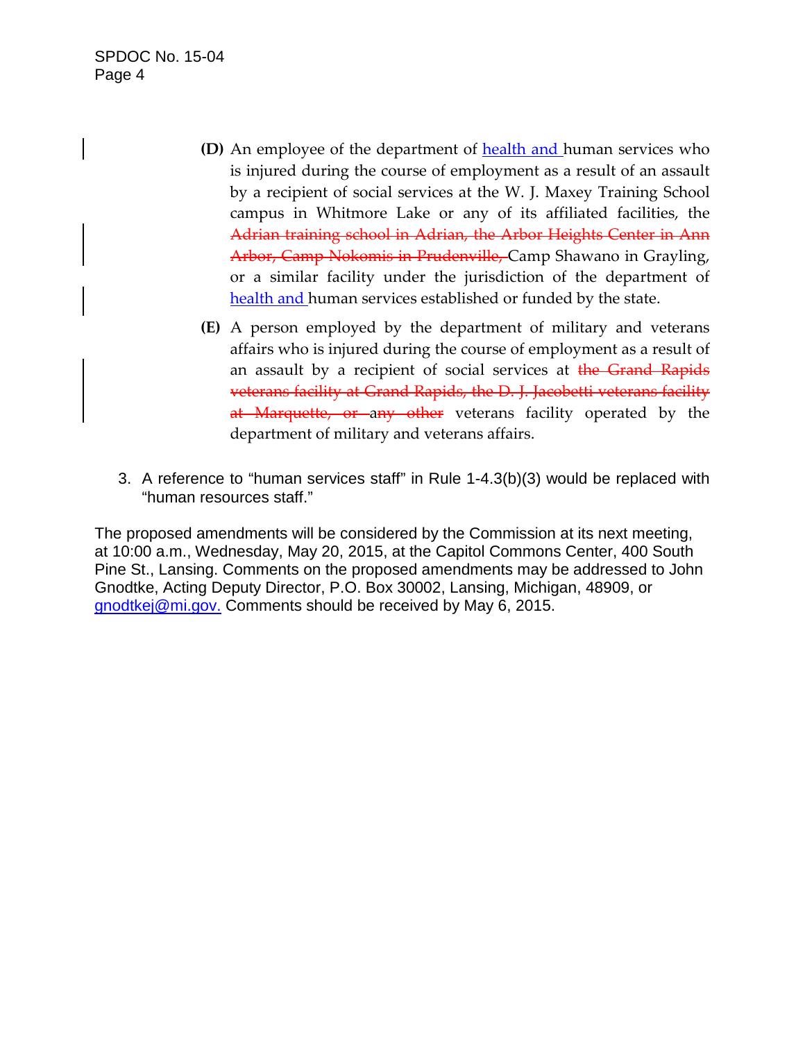**(D)** An employee of the department of <u>health and</u> human services who is injured during the course of employment as a result of an assault by a recipient of social services at the W. J. Maxey Training School campus in Whitmore Lake or any of its affiliated facilities, the ~~Adrian training school in Adrian, the Arbor Heights Center in Ann Arbor, Camp Nokomis in Prudenville,~~ Camp Shawano in Grayling, or a similar facility under the jurisdiction of the department of <u>health and</u> human services established or funded by the state.

**(E)** A person employed by the department of military and veterans affairs who is injured during the course of employment as a result of an assault by a recipient of social services at ~~the Grand Rapids veterans facility at Grand Rapids, the D. J. Jacobetti veterans facility at Marquette, or~~ a~~ny other~~ veterans facility operated by the department of military and veterans affairs.

3. A reference to "human services staff" in Rule 1-4.3(b)(3) would be replaced with "human resources staff."

The proposed amendments will be considered by the Commission at its next meeting, at 10:00 a.m., Wednesday, May 20, 2015, at the Capitol Commons Center, 400 South Pine St., Lansing. Comments on the proposed amendments may be addressed to John Gnodtke, Acting Deputy Director, P.O. Box 30002, Lansing, Michigan, 48909, or gnodtkej@mi.gov. Comments should be received by May 6, 2015.